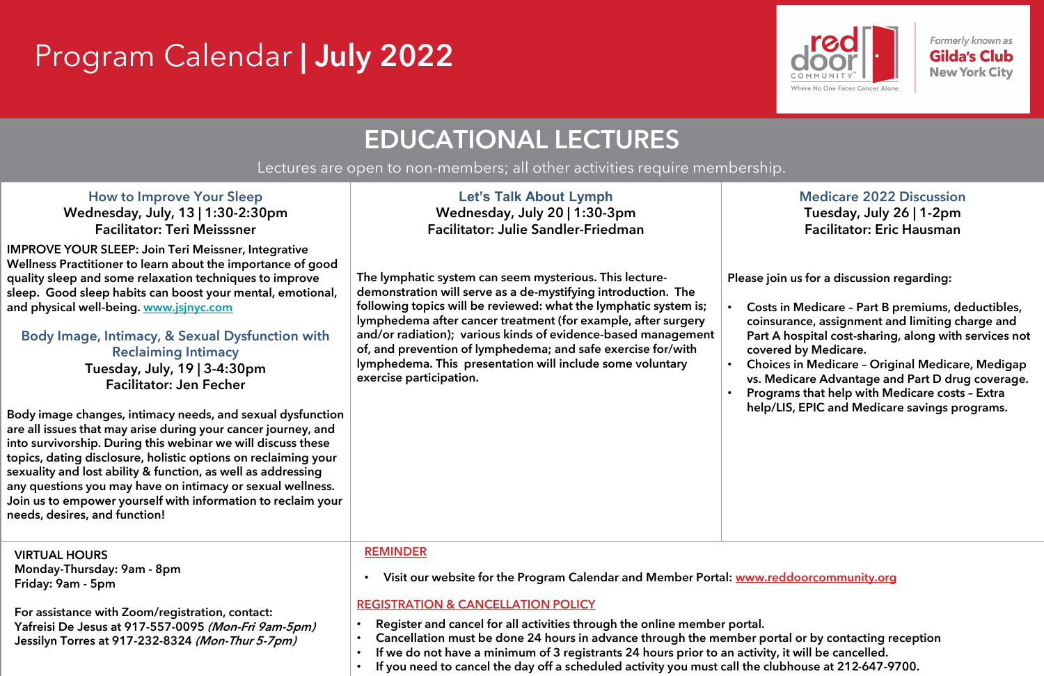# Program Calendar | July 2022

red door COMMUNITY™ — Where No One Faces Cancer Alone

*Formerly known as* **Gilda's Club New York City**

## EDUCATIONAL LECTURES

Lectures are open to non-members; all other activities require membership.

### How to Improve Your Sleep

**Wednesday, July, 13 | 1:30-2:30pm**
**Facilitator: Teri Meisssner**

**IMPROVE YOUR SLEEP: Join Teri Meissner, Integrative Wellness Practitioner to learn about the importance of good quality sleep and some relaxation techniques to improve sleep. Good sleep habits can boost your mental, emotional, and physical well-being. www.jsjnyc.com**

### Body Image, Intimacy, & Sexual Dysfunction with Reclaiming Intimacy

**Tuesday, July, 19 | 3-4:30pm**
**Facilitator: Jen Fecher**

**Body image changes, intimacy needs, and sexual dysfunction are all issues that may arise during your cancer journey, and into survivorship. During this webinar we will discuss these topics, dating disclosure, holistic options on reclaiming your sexuality and lost ability & function, as well as addressing any questions you may have on intimacy or sexual wellness. Join us to empower yourself with information to reclaim your needs, desires, and function!**

### Let's Talk About Lymph

**Wednesday, July 20 | 1:30-3pm**
**Facilitator: Julie Sandler-Friedman**

**The lymphatic system can seem mysterious. This lecture-demonstration will serve as a de-mystifying introduction. The following topics will be reviewed: what the lymphatic system is; lymphedema after cancer treatment (for example, after surgery and/or radiation); various kinds of evidence-based management of, and prevention of lymphedema; and safe exercise for/with lymphedema. This presentation will include some voluntary exercise participation.**

### Medicare 2022 Discussion

**Tuesday, July 26 | 1-2pm**
**Facilitator: Eric Hausman**

**Please join us for a discussion regarding:**

- **Costs in Medicare – Part B premiums, deductibles, coinsurance, assignment and limiting charge and Part A hospital cost-sharing, along with services not covered by Medicare.**
- **Choices in Medicare – Original Medicare, Medigap vs. Medicare Advantage and Part D drug coverage.**
- **Programs that help with Medicare costs – Extra help/LIS, EPIC and Medicare savings programs.**

**VIRTUAL HOURS**
**Monday-Thursday: 9am - 8pm**
**Friday: 9am - 5pm**

**For assistance with Zoom/registration, contact:**
**Yafreisi De Jesus at 917-557-0095** ***(Mon-Fri 9am-5pm)***
**Jessilyn Torres at 917-232-8324** ***(Mon-Thur 5-7pm)***

**REMINDER**

- **Visit our website for the Program Calendar and Member Portal: www.reddoorcommunity.org**

**REGISTRATION & CANCELLATION POLICY**

- **Register and cancel for all activities through the online member portal.**
- **Cancellation must be done 24 hours in advance through the member portal or by contacting reception**
- **If we do not have a minimum of 3 registrants 24 hours prior to an activity, it will be cancelled.**
- **If you need to cancel the day off a scheduled activity you must call the clubhouse at 212-647-9700.**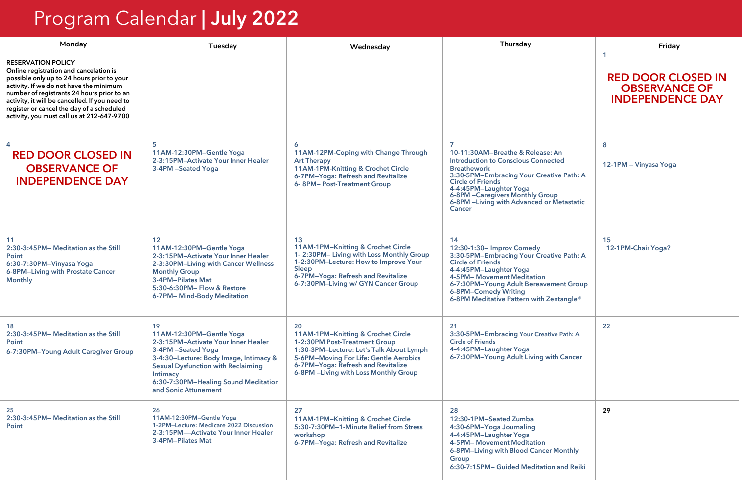# Program Calendar | July 2022

| Monday | Tuesday | Wednesday | Thursday | Friday |
|---|---|---|---|---|
| **RESERVATION POLICY**<br>**Online registration and cancelation is possible only up to 24 hours prior to your activity. If we do not have the minimum number of registrants 24 hours prior to an activity, it will be cancelled. If you need to register or cancel the day of a scheduled activity, you must call us at 212-647-9700** | | | | 1<br>**RED DOOR CLOSED IN OBSERVANCE OF INDEPENDENCE DAY** |
| 4<br>**RED DOOR CLOSED IN OBSERVANCE OF INDEPENDENCE DAY** | 5<br>11AM-12:30PM–Gentle Yoga<br>2-3:15PM–Activate Your Inner Healer<br>3-4PM –Seated Yoga | 6<br>11AM-12PM-Coping with Change Through Art Therapy<br>11AM-1PM-Knitting & Crochet Circle<br>6-7PM–Yoga: Refresh and Revitalize<br>6- 8PM– Post-Treatment Group | 7<br>10-11:30AM–Breathe & Release: An Introduction to Conscious Connected Breathework<br>3:30-5PM–Embracing Your Creative Path: A Circle of Friends<br>4-4:45PM–Laughter Yoga<br>6-8PM –Caregivers Monthly Group<br>6-8PM –Living with Advanced or Metastatic Cancer | 8<br>12-1PM – Vinyasa Yoga |
| 11<br>2:30-3:45PM– Meditation as the Still Point<br>6:30-7:30PM–Vinyasa Yoga<br>6-8PM–Living with Prostate Cancer Monthly | 12<br>11AM-12:30PM–Gentle Yoga<br>2-3:15PM–Activate Your Inner Healer<br>2-3:30PM–Living with Cancer Wellness Monthly Group<br>3-4PM–Pilates Mat<br>5:30-6:30PM– Flow & Restore<br>6-7PM– Mind-Body Meditation | 13<br>11AM-1PM–Knitting & Crochet Circle<br>1- 2:30PM– Living with Loss Monthly Group<br>1-2:30PM–Lecture: How to Improve Your Sleep<br>6-7PM–Yoga: Refresh and Revitalize<br>6-7:30PM–Living w/ GYN Cancer Group | 14<br>12:30-1:30– Improv Comedy<br>3:30-5PM–Embracing Your Creative Path: A Circle of Friends<br>4-4:45PM–Laughter Yoga<br>4-5PM– Movement Meditation<br>6-7:30PM–Young Adult Bereavement Group<br>6-8PM–Comedy Writing<br>6-8PM Meditative Pattern with Zentangle® | 15<br>12-1PM–Chair Yoga? |
| 18<br>2:30-3:45PM– Meditation as the Still Point<br>6-7:30PM–Young Adult Caregiver Group | 19<br>11AM-12:30PM–Gentle Yoga<br>2-3:15PM–Activate Your Inner Healer<br>3-4PM –Seated Yoga<br>3-4:30–Lecture: Body Image, Intimacy & Sexual Dysfunction with Reclaiming Intimacy<br>6:30-7:30PM–Healing Sound Meditation and Sonic Attunement | 20<br>11AM-1PM–Knitting & Crochet Circle<br>1-2:30PM Post-Treatment Group<br>1:30-3PM–Lecture: Let's Talk About Lymph<br>5-6PM–Moving For Life: Gentle Aerobics<br>6-7PM–Yoga: Refresh and Revitalize<br>6-8PM –Living with Loss Monthly Group | 21<br>3:30-5PM–Embracing Your Creative Path: A Circle of Friends<br>4-4:45PM–Laughter Yoga<br>6-7:30PM–Young Adult Living with Cancer | 22 |
| 25<br>2:30-3:45PM– Meditation as the Still Point | 26<br>11AM-12:30PM–Gentle Yoga<br>1-2PM–Lecture: Medicare 2022 Discussion<br>2-3:15PM––Activate Your Inner Healer<br>3-4PM–Pilates Mat | 27<br>11AM-1PM–Knitting & Crochet Circle<br>5:30-7:30PM–1-Minute Relief from Stress workshop<br>6-7PM–Yoga: Refresh and Revitalize | 28<br>12:30-1PM–Seated Zumba<br>4:30-6PM–Yoga Journaling<br>4-4:45PM–Laughter Yoga<br>4-5PM– Movement Meditation<br>6-8PM–Living with Blood Cancer Monthly Group<br>6:30-7:15PM– Guided Meditation and Reiki | 29 |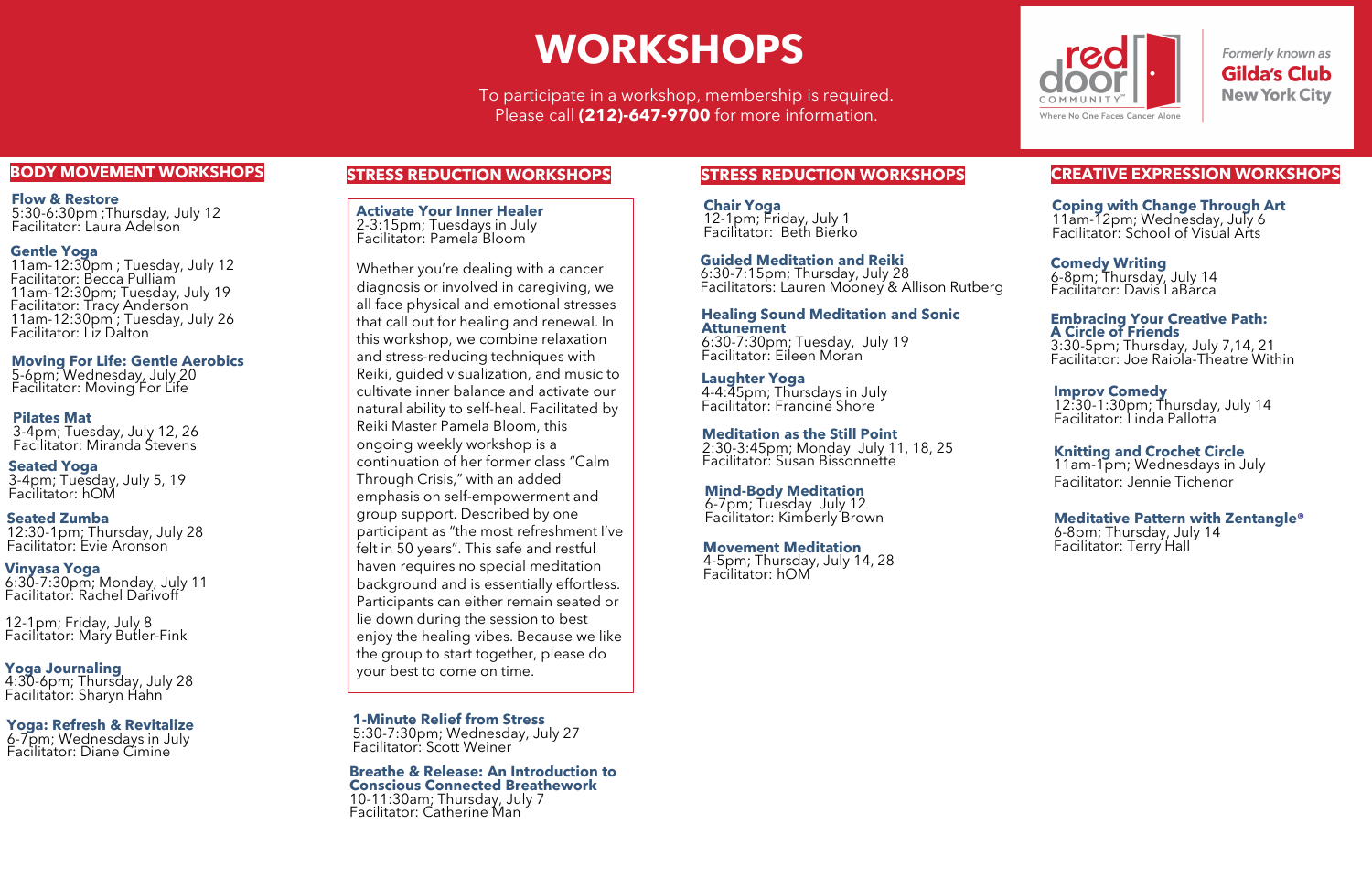# WORKSHOPS

To participate in a workshop, membership is required.
Please call **(212)-647-9700** for more information.

red door COMMUNITY™
Where No One Faces Cancer Alone

*Formerly known as*
**Gilda's Club New York City**

## BODY MOVEMENT WORKSHOPS

**Flow & Restore**
5:30-6:30pm ;Thursday, July 12
Facilitator: Laura Adelson

**Gentle Yoga**
11am-12:30pm ; Tuesday, July 12
Facilitator: Becca Pulliam
11am-12:30pm; Tuesday, July 19
Facilitator: Tracy Anderson
11am-12:30pm ; Tuesday, July 26
Facilitator: Liz Dalton

**Moving For Life: Gentle Aerobics**
5-6pm; Wednesday, July 20
Facilitator: Moving For Life

**Pilates Mat**
3-4pm; Tuesday, July 12, 26
Facilitator: Miranda Stevens

**Seated Yoga**
3-4pm; Tuesday, July 5, 19
Facilitator: hOM

**Seated Zumba**
12:30-1pm; Thursday, July 28
Facilitator: Evie Aronson

**Vinyasa Yoga**
6:30-7:30pm; Monday, July 11
Facilitator: Rachel Darivoff

12-1pm; Friday, July 8
Facilitator: Mary Butler-Fink

**Yoga Journaling**
4:30-6pm; Thursday, July 28
Facilitator: Sharyn Hahn

**Yoga: Refresh & Revitalize**
6-7pm; Wednesdays in July
Facilitator: Diane Cimine

## STRESS REDUCTION WORKSHOPS

**Activate Your Inner Healer**
2-3:15pm; Tuesdays in July
Facilitator: Pamela Bloom

Whether you're dealing with a cancer diagnosis or involved in caregiving, we all face physical and emotional stresses that call out for healing and renewal. In this workshop, we combine relaxation and stress-reducing techniques with Reiki, guided visualization, and music to cultivate inner balance and activate our natural ability to self-heal. Facilitated by Reiki Master Pamela Bloom, this ongoing weekly workshop is a continuation of her former class "Calm Through Crisis," with an added emphasis on self-empowerment and group support. Described by one participant as "the most refreshment I've felt in 50 years". This safe and restful haven requires no special meditation background and is essentially effortless. Participants can either remain seated or lie down during the session to best enjoy the healing vibes. Because we like the group to start together, please do your best to come on time.

**1-Minute Relief from Stress**
5:30-7:30pm; Wednesday, July 27
Facilitator: Scott Weiner

**Breathe & Release: An Introduction to Conscious Connected Breathework**
10-11:30am; Thursday, July 7
Facilitator: Catherine Man

## STRESS REDUCTION WORKSHOPS

**Chair Yoga**
12-1pm; Friday, July 1
Facilitator: Beth Bierko

**Guided Meditation and Reiki**
6:30-7:15pm; Thursday, July 28
Facilitators: Lauren Mooney & Allison Rutberg

**Healing Sound Meditation and Sonic Attunement**
6:30-7:30pm; Tuesday, July 19
Facilitator: Eileen Moran

**Laughter Yoga**
4-4:45pm; Thursdays in July
Facilitator: Francine Shore

**Meditation as the Still Point**
2:30-3:45pm; Monday July 11, 18, 25
Facilitator: Susan Bissonnette

**Mind-Body Meditation**
6-7pm; Tuesday July 12
Facilitator: Kimberly Brown

**Movement Meditation**
4-5pm; Thursday, July 14, 28
Facilitator: hOM

## CREATIVE EXPRESSION WORKSHOPS

**Coping with Change Through Art**
11am-12pm; Wednesday, July 6
Facilitator: School of Visual Arts

**Comedy Writing**
6-8pm; Thursday, July 14
Facilitator: Davis LaBarca

**Embracing Your Creative Path: A Circle of Friends**
3:30-5pm; Thursday, July 7,14, 21
Facilitator: Joe Raiola-Theatre Within

**Improv Comedy**
12:30-1:30pm; Thursday, July 14
Facilitator: Linda Pallotta

**Knitting and Crochet Circle**
11am-1pm; Wednesdays in July
Facilitator: Jennie Tichenor

**Meditative Pattern with Zentangle®**
6-8pm; Thursday, July 14
Facilitator: Terry Hall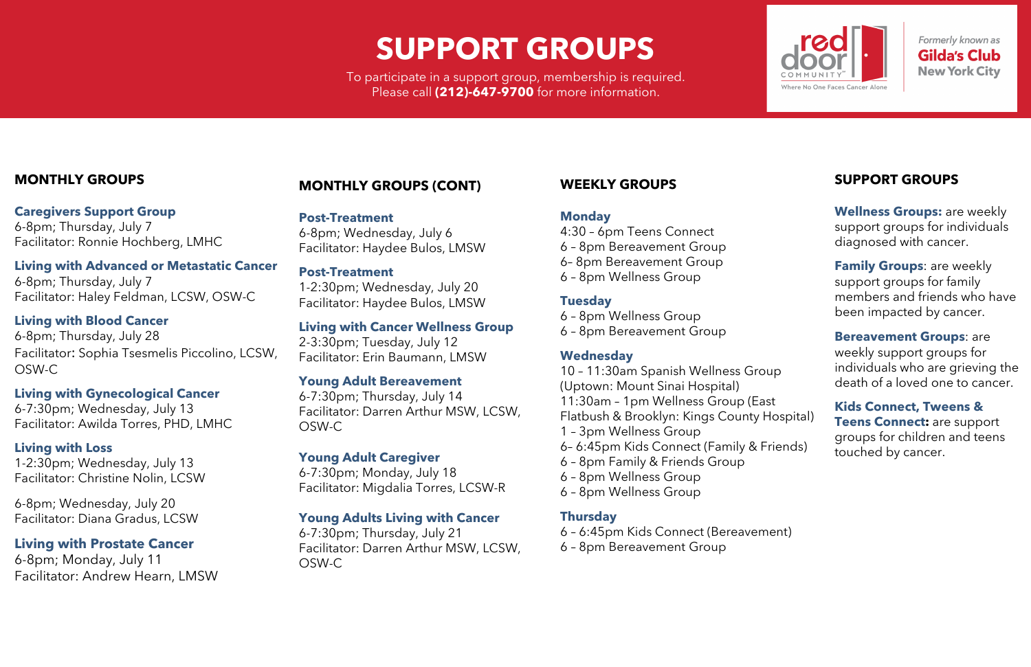# SUPPORT GROUPS

To participate in a support group, membership is required.
Please call **(212)-647-9700** for more information.

red door COMMUNITY™ — Where No One Faces Cancer Alone

*Formerly known as* **Gilda's Club New York City**

## MONTHLY GROUPS

**Caregivers Support Group**
6-8pm; Thursday, July 7
Facilitator: Ronnie Hochberg, LMHC

**Living with Advanced or Metastatic Cancer**
6-8pm; Thursday, July 7
Facilitator: Haley Feldman, LCSW, OSW-C

**Living with Blood Cancer**
6-8pm; Thursday, July 28
Facilitator: Sophia Tsesmelis Piccolino, LCSW, OSW-C

**Living with Gynecological Cancer**
6-7:30pm; Wednesday, July 13
Facilitator: Awilda Torres, PHD, LMHC

**Living with Loss**
1-2:30pm; Wednesday, July 13
Facilitator: Christine Nolin, LCSW

6-8pm; Wednesday, July 20
Facilitator: Diana Gradus, LCSW

**Living with Prostate Cancer**
6-8pm; Monday, July 11
Facilitator: Andrew Hearn, LMSW

## MONTHLY GROUPS (CONT)

**Post-Treatment**
6-8pm; Wednesday, July 6
Facilitator: Haydee Bulos, LMSW

**Post-Treatment**
1-2:30pm; Wednesday, July 20
Facilitator: Haydee Bulos, LMSW

**Living with Cancer Wellness Group**
2-3:30pm; Tuesday, July 12
Facilitator: Erin Baumann, LMSW

**Young Adult Bereavement**
6-7:30pm; Thursday, July 14
Facilitator: Darren Arthur MSW, LCSW, OSW-C

**Young Adult Caregiver**
6-7:30pm; Monday, July 18
Facilitator: Migdalia Torres, LCSW-R

**Young Adults Living with Cancer**
6-7:30pm; Thursday, July 21
Facilitator: Darren Arthur MSW, LCSW, OSW-C

## WEEKLY GROUPS

**Monday**
4:30 – 6pm Teens Connect
6 – 8pm Bereavement Group
6– 8pm Bereavement Group
6 – 8pm Wellness Group

**Tuesday**
6 – 8pm Wellness Group
6 – 8pm Bereavement Group

**Wednesday**
10 – 11:30am Spanish Wellness Group (Uptown: Mount Sinai Hospital)
11:30am – 1pm Wellness Group (East Flatbush & Brooklyn: Kings County Hospital)
1 – 3pm Wellness Group
6– 6:45pm Kids Connect (Family & Friends)
6 – 8pm Family & Friends Group
6 – 8pm Wellness Group
6 – 8pm Wellness Group

**Thursday**
6 – 6:45pm Kids Connect (Bereavement)
6 – 8pm Bereavement Group

## SUPPORT GROUPS

**Wellness Groups:** are weekly support groups for individuals diagnosed with cancer.

**Family Groups**: are weekly support groups for family members and friends who have been impacted by cancer.

**Bereavement Groups**: are weekly support groups for individuals who are grieving the death of a loved one to cancer.

**Kids Connect, Tweens & Teens Connect:** are support groups for children and teens touched by cancer.